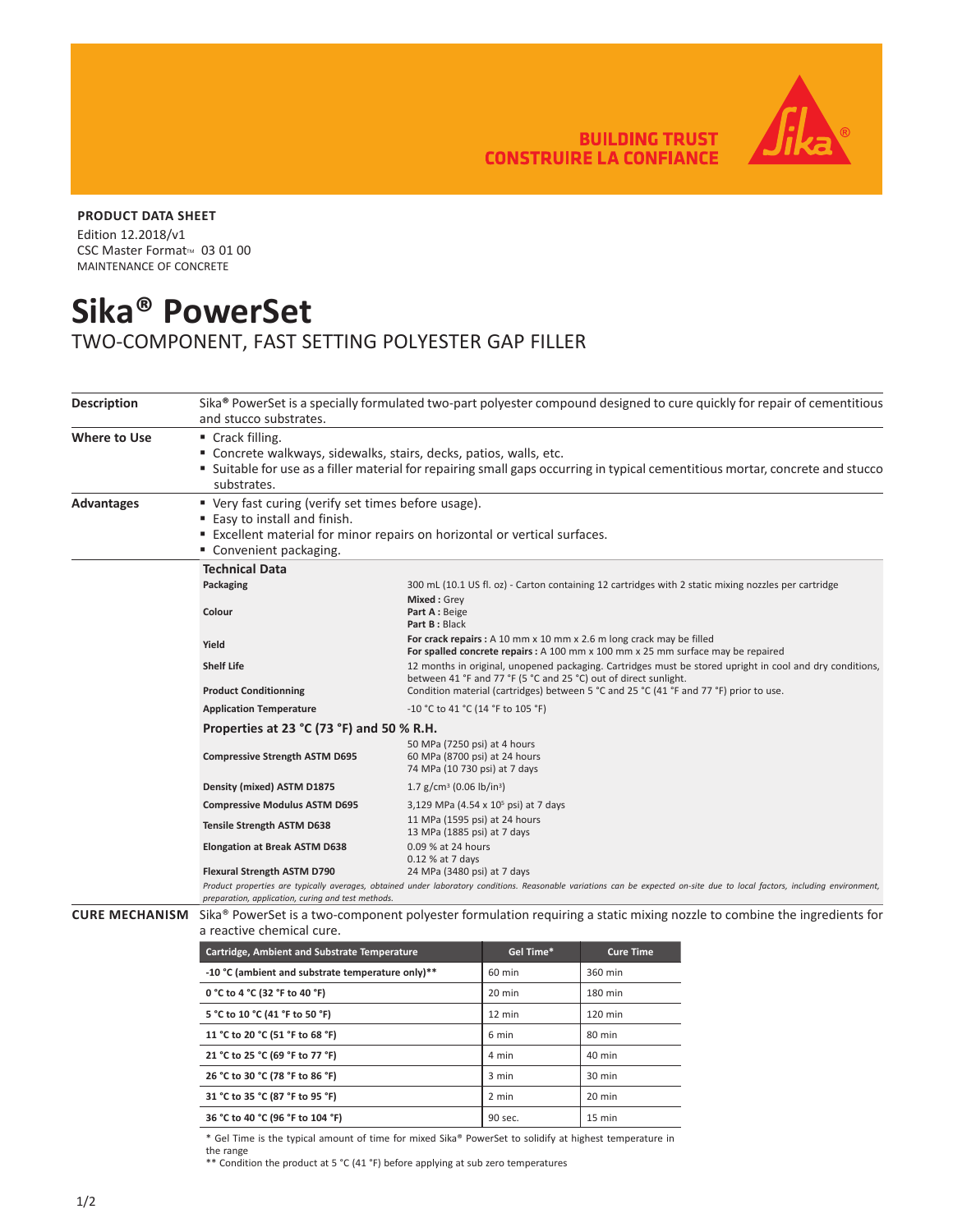BUILDING TRUST
CONSTRUIRE LA CONFIANCE

**PRODUCT DATA SHEET**

Edition 12.2018/v1
CSC Master Format™ 03 01 00
MAINTENANCE OF CONCRETE

# Sika® PowerSet

## TWO-COMPONENT, FAST SETTING POLYESTER GAP FILLER

**Description**

Sika® PowerSet is a specially formulated two-part polyester compound designed to cure quickly for repair of cementitious and stucco substrates.

**Where to Use**

- Crack filling.
- Concrete walkways, sidewalks, stairs, decks, patios, walls, etc.
- Suitable for use as a filler material for repairing small gaps occurring in typical cementitious mortar, concrete and stucco substrates.

**Advantages**

- Very fast curing (verify set times before usage).
- Easy to install and finish.
- Excellent material for minor repairs on horizontal or vertical surfaces.
- Convenient packaging.

### Technical Data

| | |
|---|---|
| **Packaging** | 300 mL (10.1 US fl. oz) - Carton containing 12 cartridges with 2 static mixing nozzles per cartridge |
| **Colour** | **Mixed :** Grey<br>**Part A :** Beige<br>**Part B :** Black |
| **Yield** | **For crack repairs :** A 10 mm x 10 mm x 2.6 m long crack may be filled<br>**For spalled concrete repairs :** A 100 mm x 100 mm x 25 mm surface may be repaired |
| **Shelf Life** | 12 months in original, unopened packaging. Cartridges must be stored upright in cool and dry conditions, between 41 °F and 77 °F (5 °C and 25 °C) out of direct sunlight. |
| **Product Conditionning** | Condition material (cartridges) between 5 °C and 25 °C (41 °F and 77 °F) prior to use. |
| **Application Temperature** | -10 °C to 41 °C (14 °F to 105 °F) |

### Properties at 23 °C (73 °F) and 50 % R.H.

| | |
|---|---|
| **Compressive Strength ASTM D695** | 50 MPa (7250 psi) at 4 hours<br>60 MPa (8700 psi) at 24 hours<br>74 MPa (10 730 psi) at 7 days |
| **Density (mixed) ASTM D1875** | 1.7 g/cm³ (0.06 lb/in³) |
| **Compressive Modulus ASTM D695** | 3,129 MPa (4.54 x $10^5$ psi) at 7 days |
| **Tensile Strength ASTM D638** | 11 MPa (1595 psi) at 24 hours<br>13 MPa (1885 psi) at 7 days |
| **Elongation at Break ASTM D638** | 0.09 % at 24 hours<br>0.12 % at 7 days |
| **Flexural Strength ASTM D790** | 24 MPa (3480 psi) at 7 days |

*Product properties are typically averages, obtained under laboratory conditions. Reasonable variations can be expected on-site due to local factors, including environment, preparation, application, curing and test methods.*

**CURE MECHANISM**

Sika® PowerSet is a two-component polyester formulation requiring a static mixing nozzle to combine the ingredients for a reactive chemical cure.

| Cartridge, Ambient and Substrate Temperature | Gel Time* | Cure Time |
|---|---|---|
| **-10 °C (ambient and substrate temperature only)\*\*** | 60 min | 360 min |
| **0 °C to 4 °C (32 °F to 40 °F)** | 20 min | 180 min |
| **5 °C to 10 °C (41 °F to 50 °F)** | 12 min | 120 min |
| **11 °C to 20 °C (51 °F to 68 °F)** | 6 min | 80 min |
| **21 °C to 25 °C (69 °F to 77 °F)** | 4 min | 40 min |
| **26 °C to 30 °C (78 °F to 86 °F)** | 3 min | 30 min |
| **31 °C to 35 °C (87 °F to 95 °F)** | 2 min | 20 min |
| **36 °C to 40 °C (96 °F to 104 °F)** | 90 sec. | 15 min |

\* Gel Time is the typical amount of time for mixed Sika® PowerSet to solidify at highest temperature in the range

\*\* Condition the product at 5 °C (41 °F) before applying at sub zero temperatures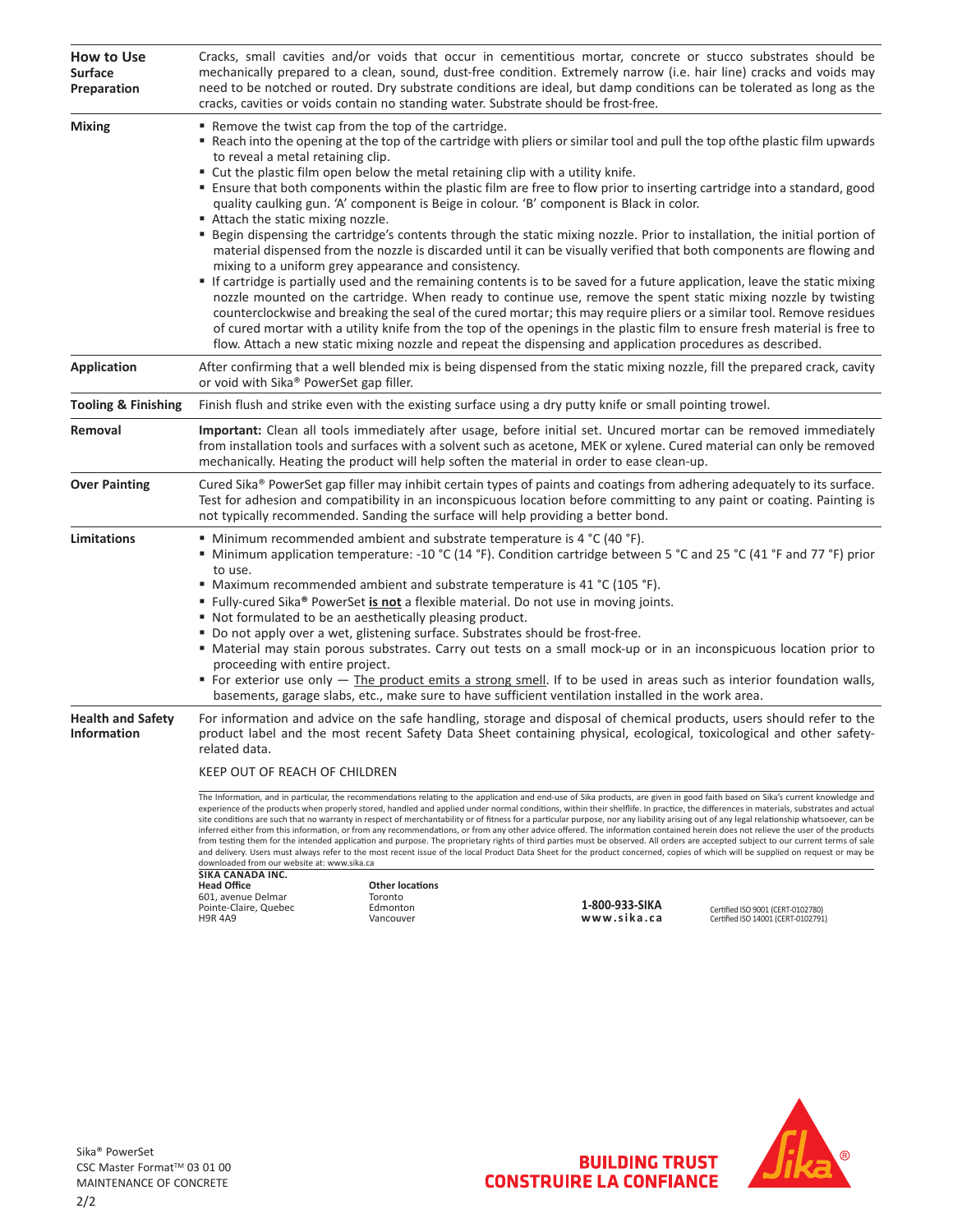## How to Use

### Surface Preparation

Cracks, small cavities and/or voids that occur in cementitious mortar, concrete or stucco substrates should be mechanically prepared to a clean, sound, dust-free condition. Extremely narrow (i.e. hair line) cracks and voids may need to be notched or routed. Dry substrate conditions are ideal, but damp conditions can be tolerated as long as the cracks, cavities or voids contain no standing water. Substrate should be frost-free.

### Mixing

- Remove the twist cap from the top of the cartridge.
- Reach into the opening at the top of the cartridge with pliers or similar tool and pull the top ofthe plastic film upwards to reveal a metal retaining clip.
- Cut the plastic film open below the metal retaining clip with a utility knife.
- Ensure that both components within the plastic film are free to flow prior to inserting cartridge into a standard, good quality caulking gun. 'A' component is Beige in colour. 'B' component is Black in color.
- Attach the static mixing nozzle.
- Begin dispensing the cartridge's contents through the static mixing nozzle. Prior to installation, the initial portion of material dispensed from the nozzle is discarded until it can be visually verified that both components are flowing and mixing to a uniform grey appearance and consistency.
- If cartridge is partially used and the remaining contents is to be saved for a future application, leave the static mixing nozzle mounted on the cartridge. When ready to continue use, remove the spent static mixing nozzle by twisting counterclockwise and breaking the seal of the cured mortar; this may require pliers or a similar tool. Remove residues of cured mortar with a utility knife from the top of the openings in the plastic film to ensure fresh material is free to flow. Attach a new static mixing nozzle and repeat the dispensing and application procedures as described.

### Application

After confirming that a well blended mix is being dispensed from the static mixing nozzle, fill the prepared crack, cavity or void with Sika® PowerSet gap filler.

### Tooling & Finishing

Finish flush and strike even with the existing surface using a dry putty knife or small pointing trowel.

### Removal

**Important:** Clean all tools immediately after usage, before initial set. Uncured mortar can be removed immediately from installation tools and surfaces with a solvent such as acetone, MEK or xylene. Cured material can only be removed mechanically. Heating the product will help soften the material in order to ease clean-up.

### Over Painting

Cured Sika® PowerSet gap filler may inhibit certain types of paints and coatings from adhering adequately to its surface. Test for adhesion and compatibility in an inconspicuous location before committing to any paint or coating. Painting is not typically recommended. Sanding the surface will help providing a better bond.

### Limitations

- Minimum recommended ambient and substrate temperature is 4 °C (40 °F).
- Minimum application temperature: -10 °C (14 °F). Condition cartridge between 5 °C and 25 °C (41 °F and 77 °F) prior to use.
- Maximum recommended ambient and substrate temperature is 41 °C (105 °F).
- Fully-cured Sika® PowerSet **is not** a flexible material. Do not use in moving joints.
- Not formulated to be an aesthetically pleasing product.
- Do not apply over a wet, glistening surface. Substrates should be frost-free.
- Material may stain porous substrates. Carry out tests on a small mock-up or in an inconspicuous location prior to proceeding with entire project.
- For exterior use only — The product emits a strong smell. If to be used in areas such as interior foundation walls, basements, garage slabs, etc., make sure to have sufficient ventilation installed in the work area.

### Health and Safety Information

For information and advice on the safe handling, storage and disposal of chemical products, users should refer to the product label and the most recent Safety Data Sheet containing physical, ecological, toxicological and other safety-related data.

KEEP OUT OF REACH OF CHILDREN

The Information, and in particular, the recommendations relating to the application and end-use of Sika products, are given in good faith based on Sika's current knowledge and experience of the products when properly stored, handled and applied under normal conditions, within their shelflife. In practice, the differences in materials, substrates and actual site conditions are such that no warranty in respect of merchantability or of fitness for a particular purpose, nor any liability arising out of any legal relationship whatsoever, can be inferred either from this information, or from any recommendations, or from any other advice offered. The information contained herein does not relieve the user of the products from testing them for the intended application and purpose. The proprietary rights of third parties must be observed. All orders are accepted subject to our current terms of sale and delivery. Users must always refer to the most recent issue of the local Product Data Sheet for the product concerned, copies of which will be supplied on request or may be downloaded from our website at: www.sika.ca

**SIKA CANADA INC.**

**Head Office**
601, avenue Delmar
Pointe-Claire, Quebec
H9R 4A9

**Other locations**
Toronto
Edmonton
Vancouver

**1-800-933-SIKA**
**www.sika.ca**

Certified ISO 9001 (CERT-0102780)
Certified ISO 14001 (CERT-0102791)

Sika® PowerSet
CSC Master Format™ 03 01 00
MAINTENANCE OF CONCRETE

BUILDING TRUST
CONSTRUIRE LA CONFIANCE